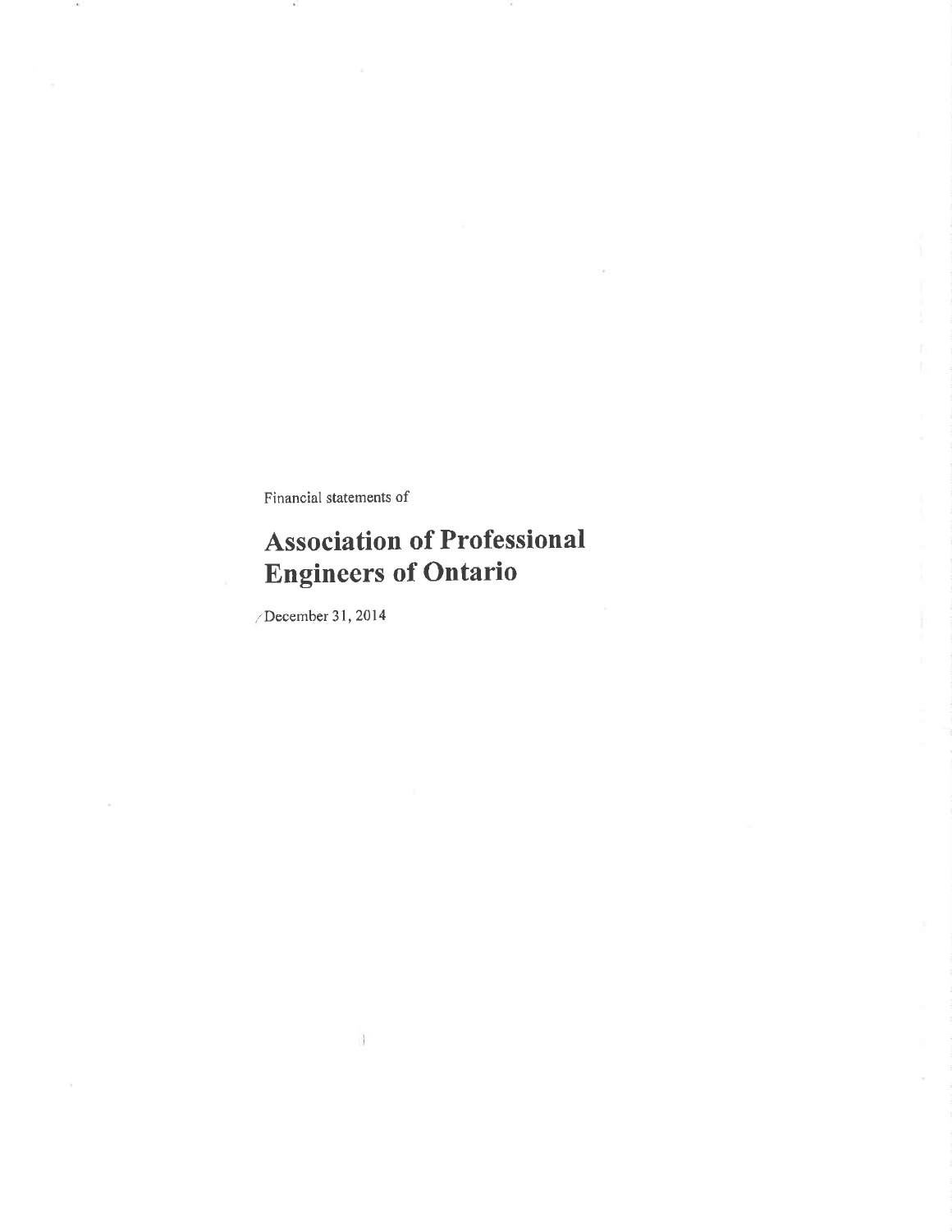Financial statements of

# Association of Professional Engineers of Ontario

December 31, 2014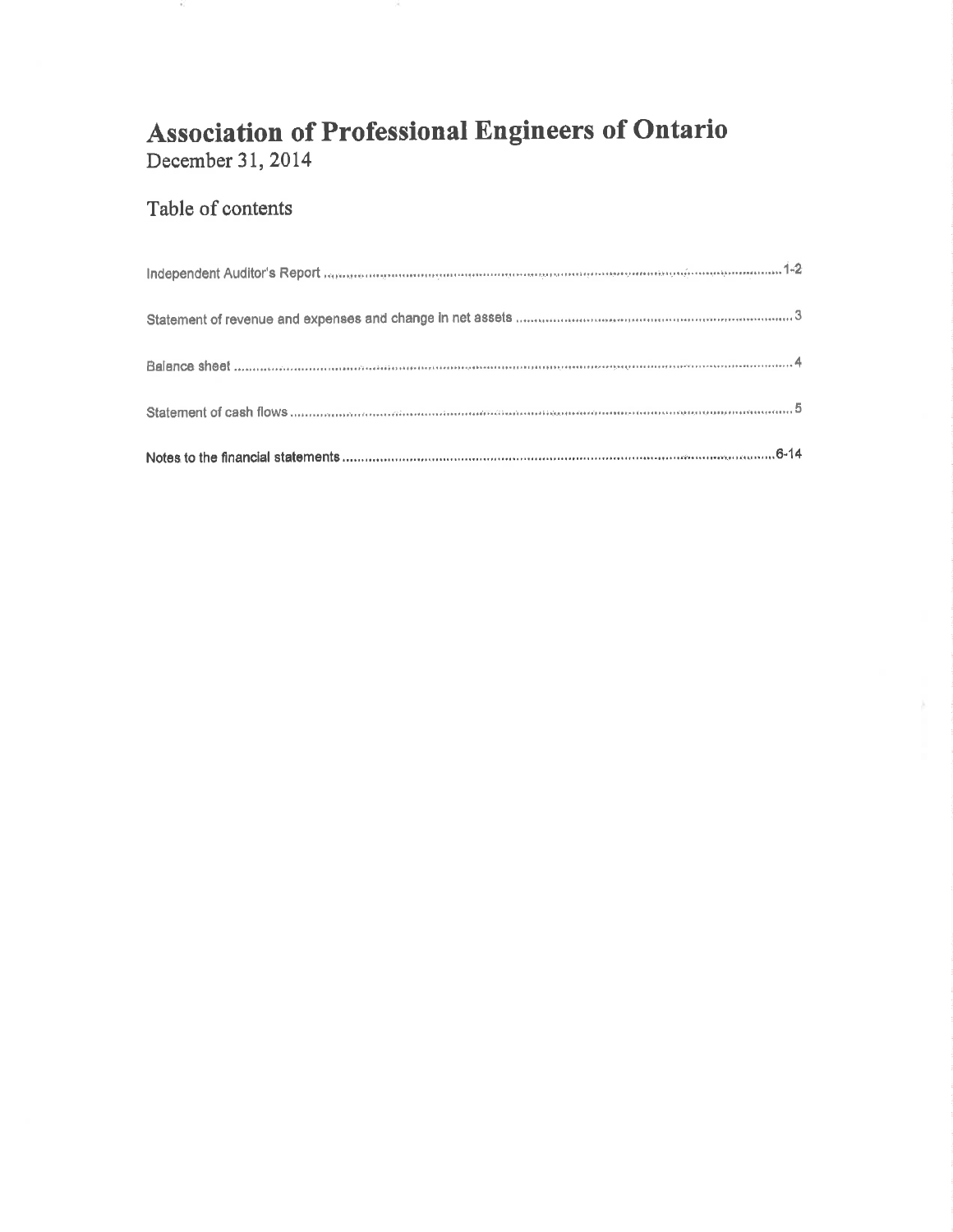# Association of Professional Engineers of Ontario

December 31, 2014

## Table of contents

Independent Auditor's Report ........................................................................................................ 1-2

Statement of revenue and expenses and change in net assets ........................................................ 3

Balance sheet ................................................................................................................................. 4

Statement of cash flows .................................................................................................................. 5

Notes to the financial statements ................................................................................................ 6-14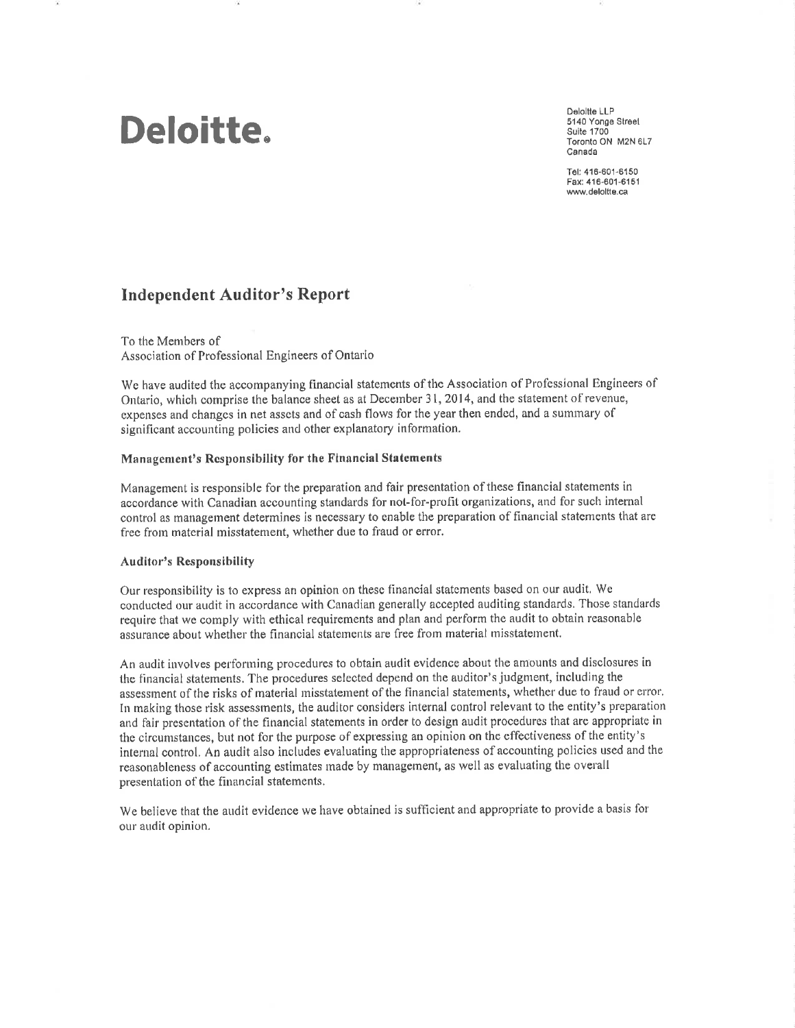**Deloitte.**

Deloitte LLP
5140 Yonge Street
Suite 1700
Toronto ON M2N 6L7
Canada

Tel: 416-601-6150
Fax: 416-601-6151
www.deloitte.ca

## Independent Auditor's Report

To the Members of
Association of Professional Engineers of Ontario

We have audited the accompanying financial statements of the Association of Professional Engineers of Ontario, which comprise the balance sheet as at December 31, 2014, and the statement of revenue, expenses and changes in net assets and of cash flows for the year then ended, and a summary of significant accounting policies and other explanatory information.

### Management's Responsibility for the Financial Statements

Management is responsible for the preparation and fair presentation of these financial statements in accordance with Canadian accounting standards for not-for-profit organizations, and for such internal control as management determines is necessary to enable the preparation of financial statements that are free from material misstatement, whether due to fraud or error.

### Auditor's Responsibility

Our responsibility is to express an opinion on these financial statements based on our audit. We conducted our audit in accordance with Canadian generally accepted auditing standards. Those standards require that we comply with ethical requirements and plan and perform the audit to obtain reasonable assurance about whether the financial statements are free from material misstatement.

An audit involves performing procedures to obtain audit evidence about the amounts and disclosures in the financial statements. The procedures selected depend on the auditor's judgment, including the assessment of the risks of material misstatement of the financial statements, whether due to fraud or error. In making those risk assessments, the auditor considers internal control relevant to the entity's preparation and fair presentation of the financial statements in order to design audit procedures that are appropriate in the circumstances, but not for the purpose of expressing an opinion on the effectiveness of the entity's internal control. An audit also includes evaluating the appropriateness of accounting policies used and the reasonableness of accounting estimates made by management, as well as evaluating the overall presentation of the financial statements.

We believe that the audit evidence we have obtained is sufficient and appropriate to provide a basis for our audit opinion.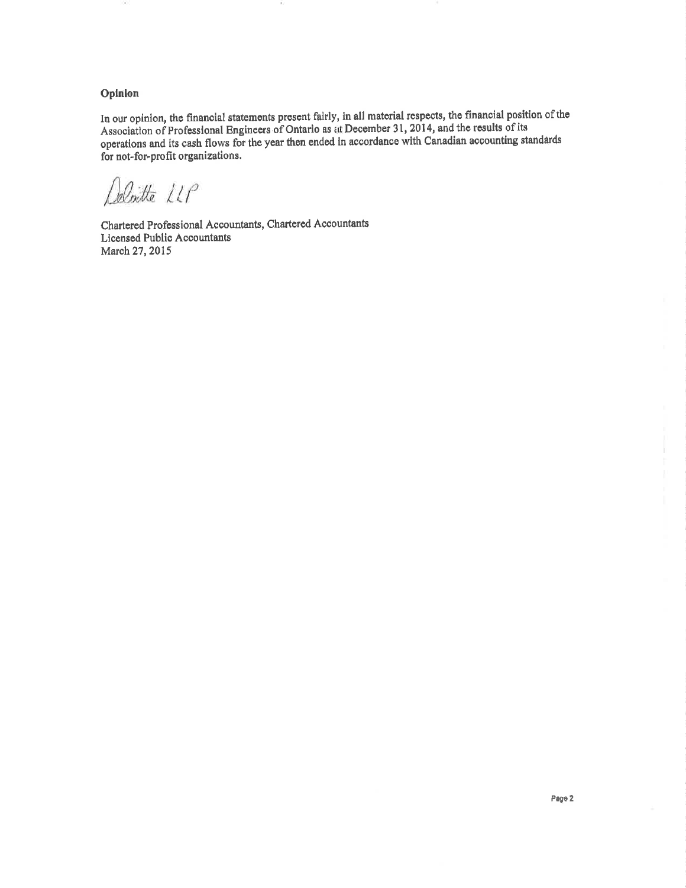## Opinion

In our opinion, the financial statements present fairly, in all material respects, the financial position of the Association of Professional Engineers of Ontario as at December 31, 2014, and the results of its operations and its cash flows for the year then ended in accordance with Canadian accounting standards for not-for-profit organizations.

Deloitte LLP

Chartered Professional Accountants, Chartered Accountants
Licensed Public Accountants
March 27, 2015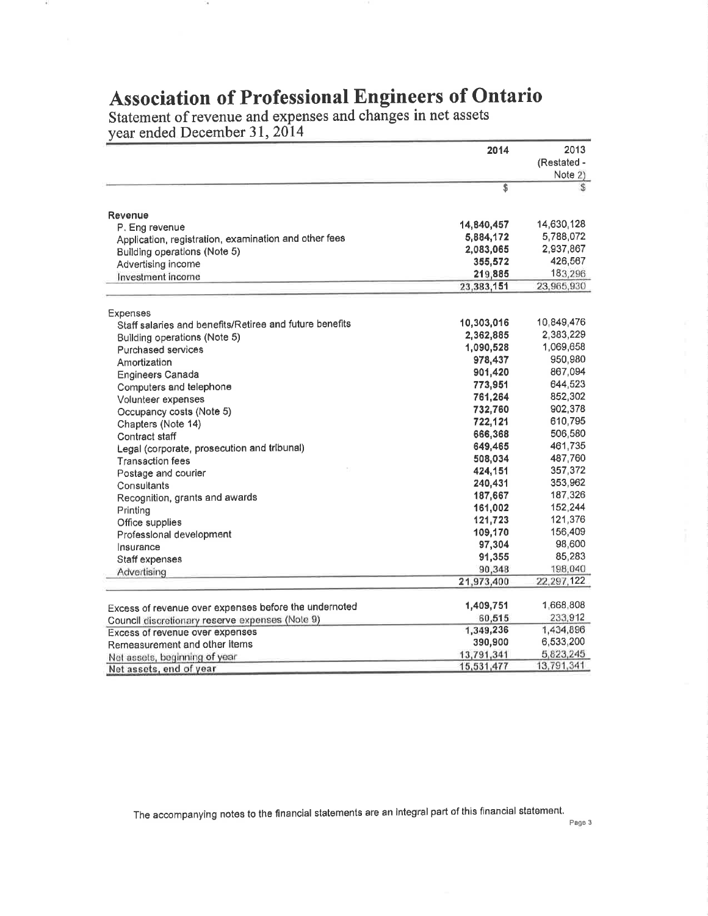# Association of Professional Engineers of Ontario

## Statement of revenue and expenses and changes in net assets
## year ended December 31, 2014

| | 2014 | 2013 (Restated - Note 2) |
|---|---|---|
| | $ | $ |
| **Revenue** | | |
| P. Eng revenue | 14,840,457 | 14,630,128 |
| Application, registration, examination and other fees | 5,884,172 | 5,788,072 |
| Building operations (Note 5) | 2,083,065 | 2,937,867 |
| Advertising income | 355,572 | 426,567 |
| Investment income | 219,885 | 183,296 |
| | 23,383,151 | 23,965,930 |
| **Expenses** | | |
| Staff salaries and benefits/Retiree and future benefits | 10,303,016 | 10,849,476 |
| Building operations (Note 5) | 2,362,885 | 2,383,229 |
| Purchased services | 1,090,528 | 1,069,658 |
| Amortization | 978,437 | 950,980 |
| Engineers Canada | 901,420 | 867,094 |
| Computers and telephone | 773,951 | 644,523 |
| Volunteer expenses | 761,264 | 852,302 |
| Occupancy costs (Note 5) | 732,760 | 902,378 |
| Chapters (Note 14) | 722,121 | 610,795 |
| Contract staff | 666,368 | 506,580 |
| Legal (corporate, prosecution and tribunal) | 649,465 | 461,735 |
| Transaction fees | 508,034 | 487,760 |
| Postage and courier | 424,151 | 357,372 |
| Consultants | 240,431 | 353,962 |
| Recognition, grants and awards | 187,667 | 187,326 |
| Printing | 161,002 | 152,244 |
| Office supplies | 121,723 | 121,376 |
| Professional development | 109,170 | 156,409 |
| Insurance | 97,304 | 98,600 |
| Staff expenses | 91,355 | 85,283 |
| Advertising | 90,348 | 198,040 |
| | 21,973,400 | 22,297,122 |
| Excess of revenue over expenses before the undernoted | 1,409,751 | 1,668,808 |
| Council discretionary reserve expenses (Note 9) | 60,515 | 233,912 |
| Excess of revenue over expenses | 1,349,236 | 1,434,896 |
| Remeasurement and other items | 390,900 | 6,533,200 |
| Net assets, beginning of year | 13,791,341 | 5,823,245 |
| Net assets, end of year | 15,531,477 | 13,791,341 |

The accompanying notes to the financial statements are an integral part of this financial statement.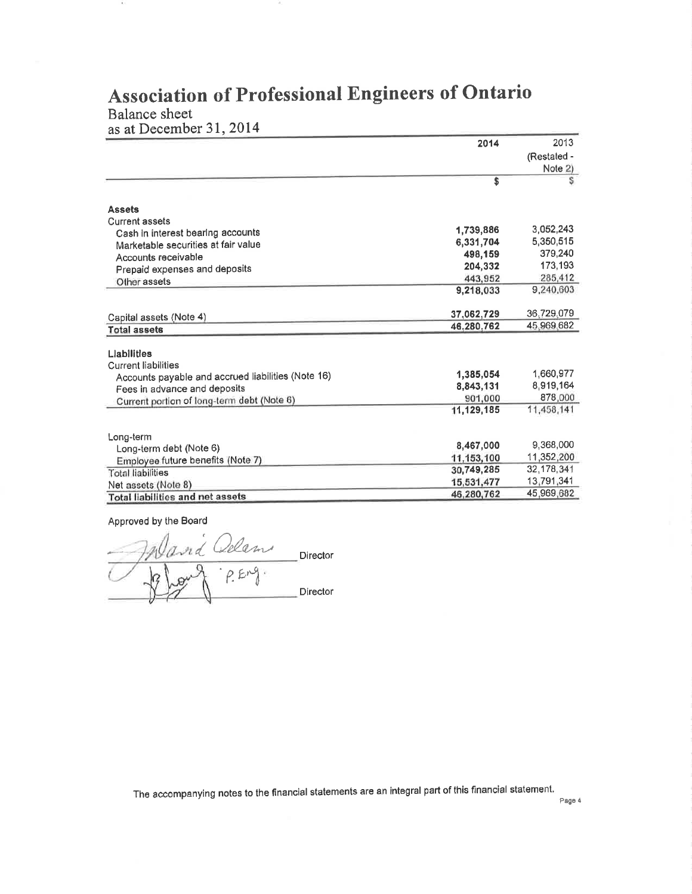# Association of Professional Engineers of Ontario

Balance sheet
as at December 31, 2014

| | 2014 | 2013 (Restated - Note 2) |
|---|---|---|
| | $ | $ |
| **Assets** | | |
| Current assets | | |
| Cash in interest bearing accounts | 1,739,886 | 3,052,243 |
| Marketable securities at fair value | 6,331,704 | 5,350,515 |
| Accounts receivable | 498,159 | 379,240 |
| Prepaid expenses and deposits | 204,332 | 173,193 |
| Other assets | 443,952 | 285,412 |
| | 9,218,033 | 9,240,603 |
| | | |
| Capital assets (Note 4) | 37,062,729 | 36,729,079 |
| **Total assets** | 46,280,762 | 45,969,682 |
| | | |
| **Liabilities** | | |
| Current liabilities | | |
| Accounts payable and accrued liabilities (Note 16) | 1,385,054 | 1,660,977 |
| Fees in advance and deposits | 8,843,131 | 8,919,164 |
| Current portion of long-term debt (Note 6) | 901,000 | 878,000 |
| | 11,129,185 | 11,458,141 |
| | | |
| Long-term | | |
| Long-term debt (Note 6) | 8,467,000 | 9,368,000 |
| Employee future benefits (Note 7) | 11,153,100 | 11,352,200 |
| Total liabilities | 30,749,285 | 32,178,341 |
| Net assets (Note 8) | 15,531,477 | 13,791,341 |
| **Total liabilities and net assets** | 46,280,762 | 45,969,682 |

Approved by the Board

_______________ Director

_______________ Director

The accompanying notes to the financial statements are an integral part of this financial statement.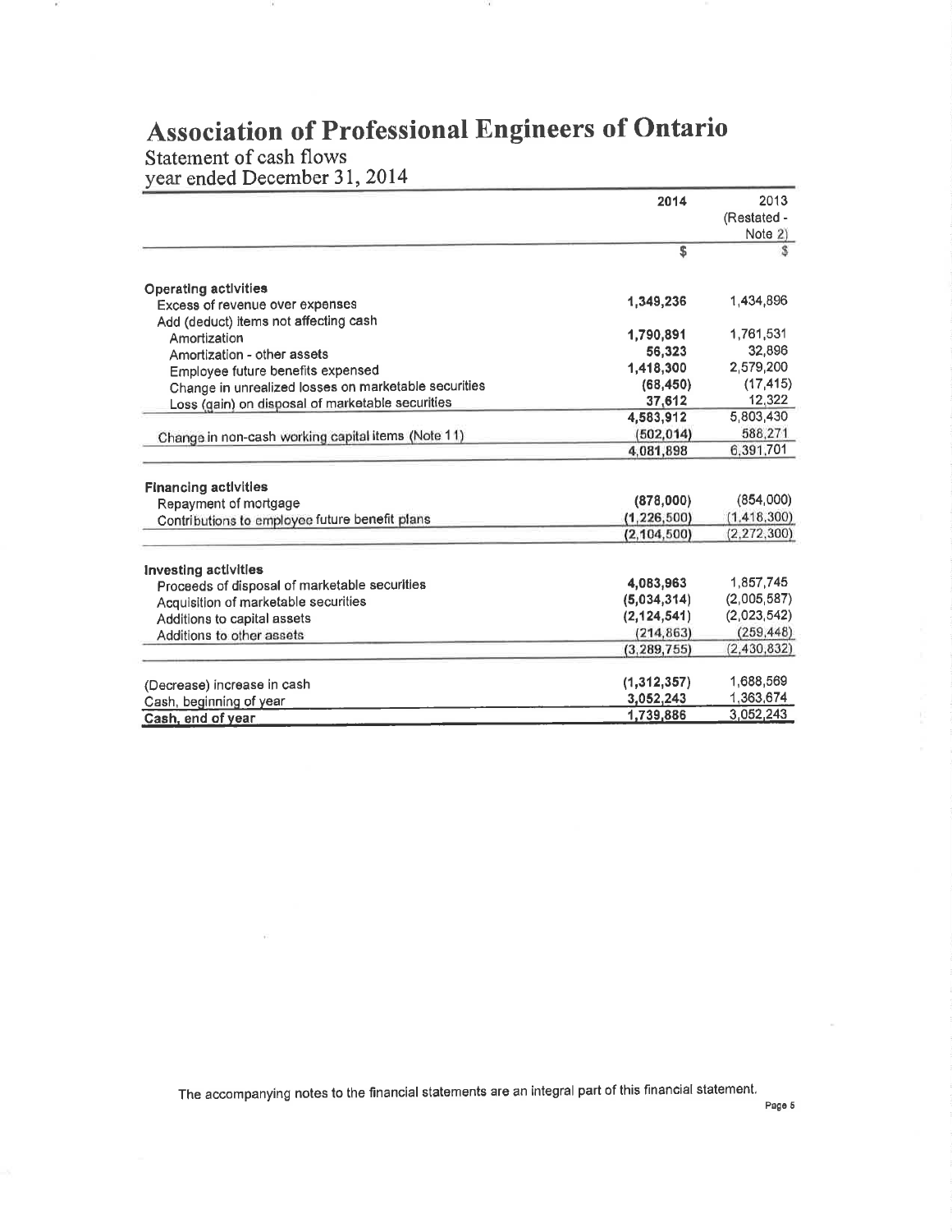# Association of Professional Engineers of Ontario

Statement of cash flows
year ended December 31, 2014

| | 2014 | 2013 (Restated - Note 2) |
|---|---|---|
| | $ | $ |
| **Operating activities** | | |
| Excess of revenue over expenses | 1,349,236 | 1,434,896 |
| Add (deduct) items not affecting cash | | |
| Amortization | 1,790,891 | 1,761,531 |
| Amortization - other assets | 56,323 | 32,896 |
| Employee future benefits expensed | 1,418,300 | 2,579,200 |
| Change in unrealized losses on marketable securities | (68,450) | (17,415) |
| Loss (gain) on disposal of marketable securities | 37,612 | 12,322 |
| | 4,583,912 | 5,803,430 |
| Change in non-cash working capital items (Note 11) | (502,014) | 588,271 |
| | 4,081,898 | 6,391,701 |
| **Financing activities** | | |
| Repayment of mortgage | (878,000) | (854,000) |
| Contributions to employee future benefit plans | (1,226,500) | (1,418,300) |
| | (2,104,500) | (2,272,300) |
| **Investing activities** | | |
| Proceeds of disposal of marketable securities | 4,083,963 | 1,857,745 |
| Acquisition of marketable securities | (5,034,314) | (2,005,587) |
| Additions to capital assets | (2,124,541) | (2,023,542) |
| Additions to other assets | (214,863) | (259,448) |
| | (3,289,755) | (2,430,832) |
| (Decrease) increase in cash | (1,312,357) | 1,688,569 |
| Cash, beginning of year | 3,052,243 | 1,363,674 |
| **Cash, end of year** | 1,739,886 | 3,052,243 |

The accompanying notes to the financial statements are an integral part of this financial statement.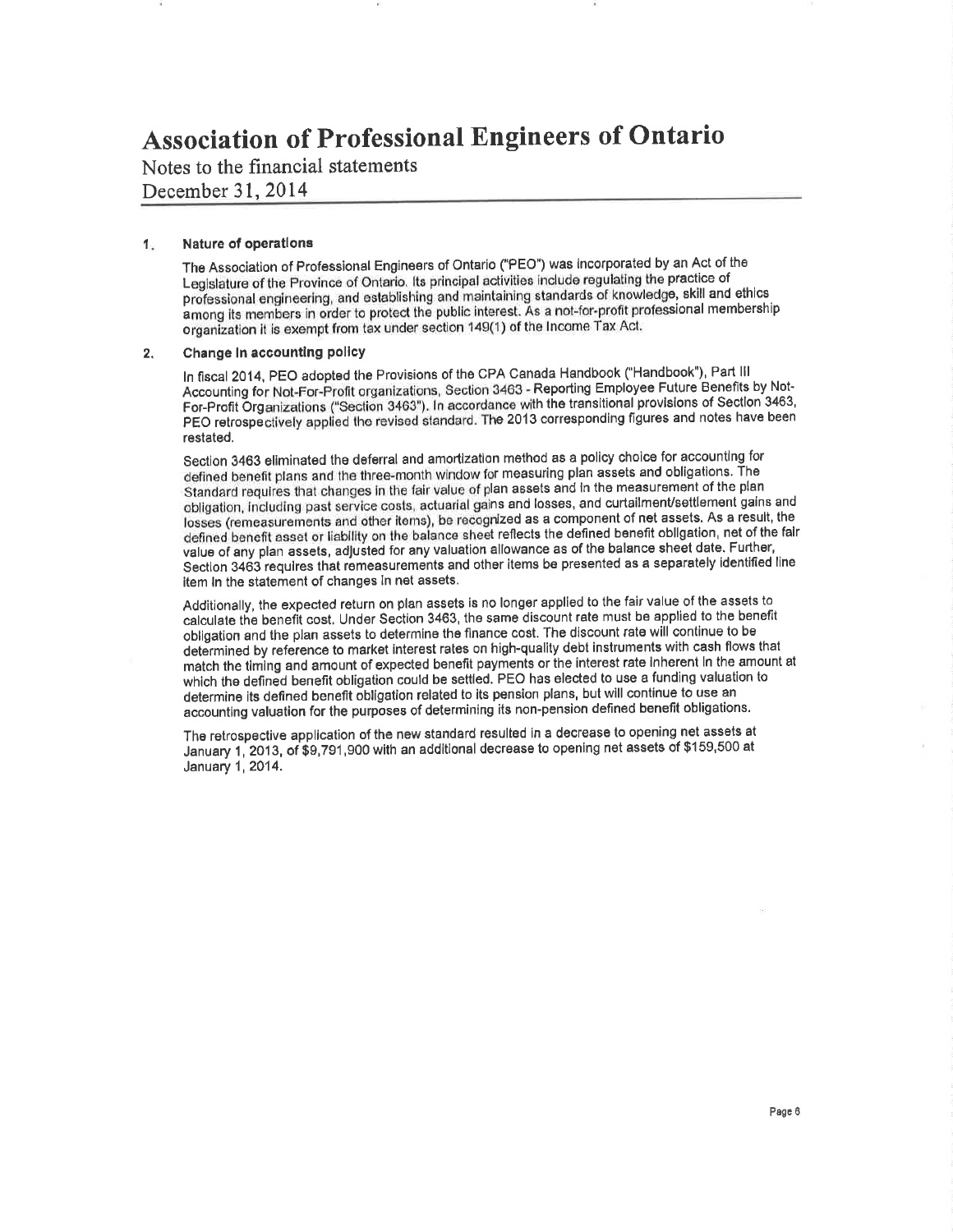# Association of Professional Engineers of Ontario

Notes to the financial statements

December 31, 2014

## 1. Nature of operations

The Association of Professional Engineers of Ontario ("PEO") was incorporated by an Act of the Legislature of the Province of Ontario. Its principal activities include regulating the practice of professional engineering, and establishing and maintaining standards of knowledge, skill and ethics among its members in order to protect the public interest. As a not-for-profit professional membership organization it is exempt from tax under section 149(1) of the Income Tax Act.

## 2. Change in accounting policy

In fiscal 2014, PEO adopted the Provisions of the CPA Canada Handbook ("Handbook"), Part III Accounting for Not-For-Profit organizations, Section 3463 - Reporting Employee Future Benefits by Not-For-Profit Organizations ("Section 3463"). In accordance with the transitional provisions of Section 3463, PEO retrospectively applied the revised standard. The 2013 corresponding figures and notes have been restated.

Section 3463 eliminated the deferral and amortization method as a policy choice for accounting for defined benefit plans and the three-month window for measuring plan assets and obligations. The Standard requires that changes in the fair value of plan assets and in the measurement of the plan obligation, including past service costs, actuarial gains and losses, and curtailment/settlement gains and losses (remeasurements and other items), be recognized as a component of net assets. As a result, the defined benefit asset or liability on the balance sheet reflects the defined benefit obligation, net of the fair value of any plan assets, adjusted for any valuation allowance as of the balance sheet date. Further, Section 3463 requires that remeasurements and other items be presented as a separately identified line item in the statement of changes in net assets.

Additionally, the expected return on plan assets is no longer applied to the fair value of the assets to calculate the benefit cost. Under Section 3463, the same discount rate must be applied to the benefit obligation and the plan assets to determine the finance cost. The discount rate will continue to be determined by reference to market interest rates on high-quality debt instruments with cash flows that match the timing and amount of expected benefit payments or the interest rate inherent in the amount at which the defined benefit obligation could be settled. PEO has elected to use a funding valuation to determine its defined benefit obligation related to its pension plans, but will continue to use an accounting valuation for the purposes of determining its non-pension defined benefit obligations.

The retrospective application of the new standard resulted in a decrease to opening net assets at January 1, 2013, of $9,791,900 with an additional decrease to opening net assets of $159,500 at January 1, 2014.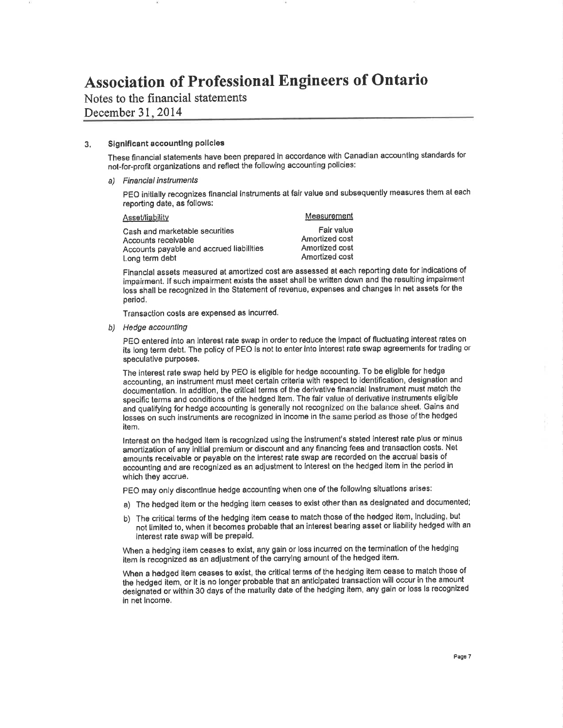# Association of Professional Engineers of Ontario

Notes to the financial statements
December 31, 2014

## 3. Significant accounting policies

These financial statements have been prepared in accordance with Canadian accounting standards for not-for-profit organizations and reflect the following accounting policies:

### a) *Financial instruments*

PEO initially recognizes financial instruments at fair value and subsequently measures them at each reporting date, as follows:

| Asset/liability | Measurement |
|---|---|
| Cash and marketable securities | Fair value |
| Accounts receivable | Amortized cost |
| Accounts payable and accrued liabilities | Amortized cost |
| Long term debt | Amortized cost |

Financial assets measured at amortized cost are assessed at each reporting date for indications of impairment. If such impairment exists the asset shall be written down and the resulting impairment loss shall be recognized in the Statement of revenue, expenses and changes in net assets for the period.

Transaction costs are expensed as incurred.

### b) *Hedge accounting*

PEO entered into an interest rate swap in order to reduce the impact of fluctuating interest rates on its long term debt. The policy of PEO is not to enter into interest rate swap agreements for trading or speculative purposes.

The interest rate swap held by PEO is eligible for hedge accounting. To be eligible for hedge accounting, an instrument must meet certain criteria with respect to identification, designation and documentation. In addition, the critical terms of the derivative financial instrument must match the specific terms and conditions of the hedged item. The fair value of derivative instruments eligible and qualifying for hedge accounting is generally not recognized on the balance sheet. Gains and losses on such instruments are recognized in income in the same period as those of the hedged item.

Interest on the hedged item is recognized using the instrument's stated interest rate plus or minus amortization of any initial premium or discount and any financing fees and transaction costs. Net amounts receivable or payable on the interest rate swap are recorded on the accrual basis of accounting and are recognized as an adjustment to interest on the hedged item in the period in which they accrue.

PEO may only discontinue hedge accounting when one of the following situations arises:

a) The hedged item or the hedging item ceases to exist other than as designated and documented;

b) The critical terms of the hedging item cease to match those of the hedged item, including, but not limited to, when it becomes probable that an interest bearing asset or liability hedged with an interest rate swap will be prepaid.

When a hedging item ceases to exist, any gain or loss incurred on the termination of the hedging item is recognized as an adjustment of the carrying amount of the hedged item.

When a hedged item ceases to exist, the critical terms of the hedging item cease to match those of the hedged item, or it is no longer probable that an anticipated transaction will occur in the amount designated or within 30 days of the maturity date of the hedging item, any gain or loss is recognized in net income.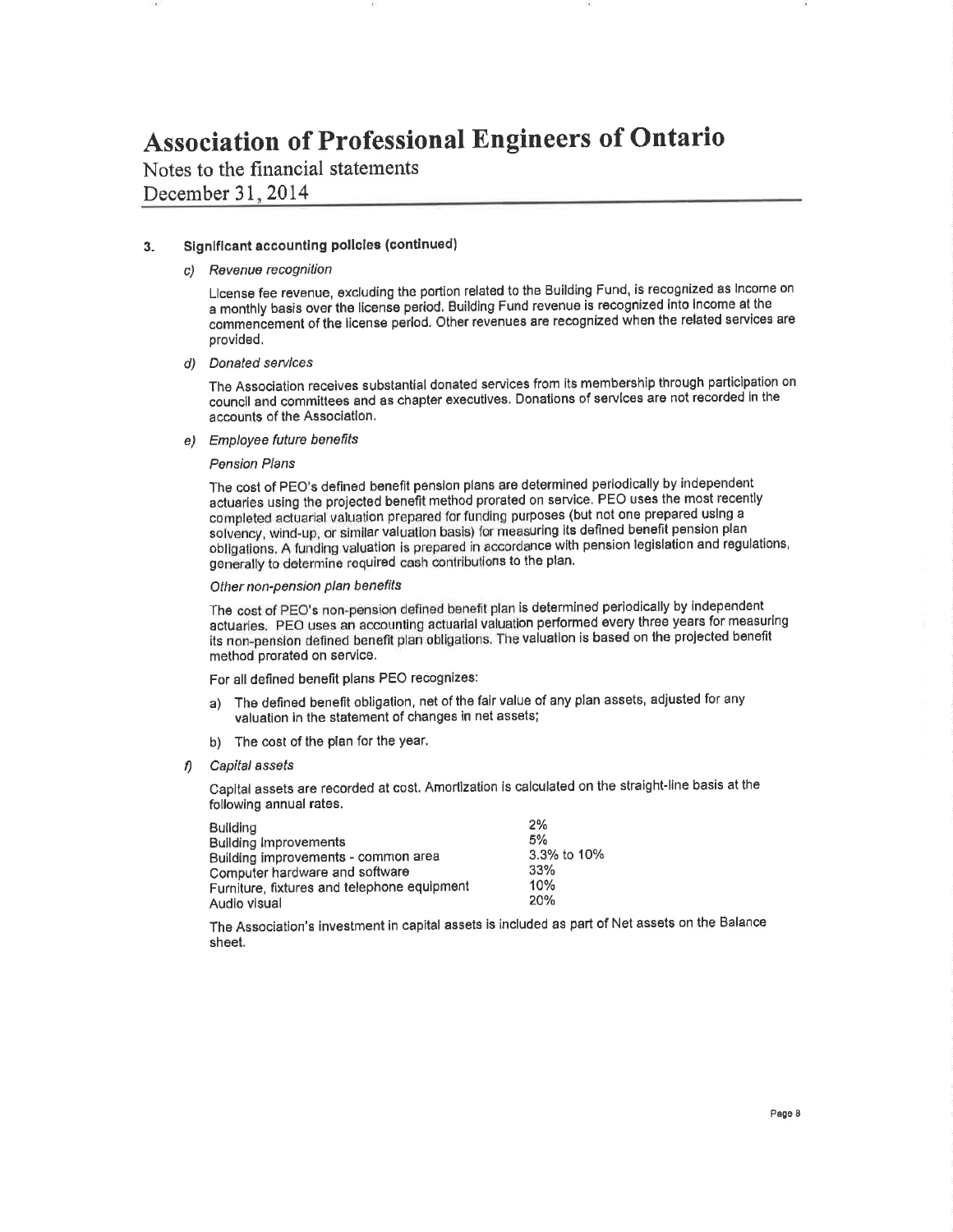# Association of Professional Engineers of Ontario

Notes to the financial statements

December 31, 2014

## 3. Significant accounting policies (continued)

### c) *Revenue recognition*

License fee revenue, excluding the portion related to the Building Fund, is recognized as income on a monthly basis over the license period. Building Fund revenue is recognized into income at the commencement of the license period. Other revenues are recognized when the related services are provided.

### d) *Donated services*

The Association receives substantial donated services from its membership through participation on council and committees and as chapter executives. Donations of services are not recorded in the accounts of the Association.

### e) *Employee future benefits*

*Pension Plans*

The cost of PEO's defined benefit pension plans are determined periodically by independent actuaries using the projected benefit method prorated on service. PEO uses the most recently completed actuarial valuation prepared for funding purposes (but not one prepared using a solvency, wind-up, or similar valuation basis) for measuring its defined benefit pension plan obligations. A funding valuation is prepared in accordance with pension legislation and regulations, generally to determine required cash contributions to the plan.

*Other non-pension plan benefits*

The cost of PEO's non-pension defined benefit plan is determined periodically by independent actuaries. PEO uses an accounting actuarial valuation performed every three years for measuring its non-pension defined benefit plan obligations. The valuation is based on the projected benefit method prorated on service.

For all defined benefit plans PEO recognizes:

a) The defined benefit obligation, net of the fair value of any plan assets, adjusted for any valuation in the statement of changes in net assets;

b) The cost of the plan for the year.

### f) *Capital assets*

Capital assets are recorded at cost. Amortization is calculated on the straight-line basis at the following annual rates.

| | |
|---|---|
| Building | 2% |
| Building improvements | 5% |
| Building improvements - common area | 3.3% to 10% |
| Computer hardware and software | 33% |
| Furniture, fixtures and telephone equipment | 10% |
| Audio visual | 20% |

The Association's investment in capital assets is included as part of Net assets on the Balance sheet.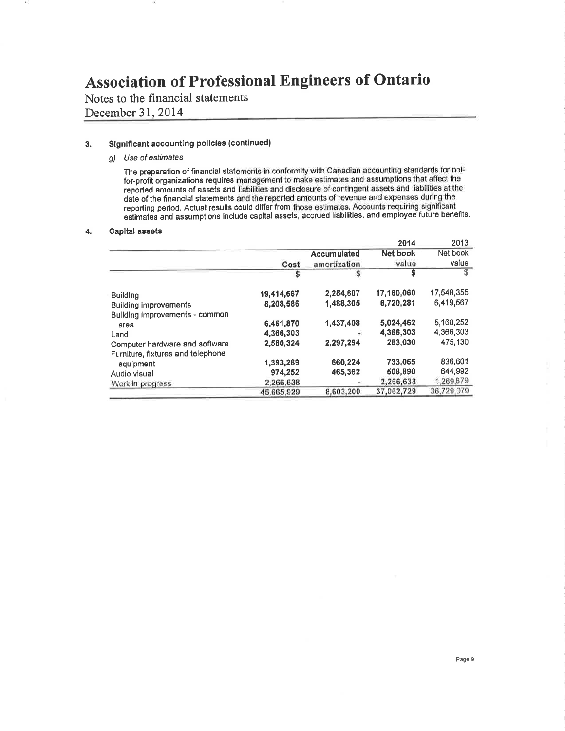# Association of Professional Engineers of Ontario

Notes to the financial statements
December 31, 2014

## 3. Significant accounting policies (continued)

*g) Use of estimates*

The preparation of financial statements in conformity with Canadian accounting standards for not-for-profit organizations requires management to make estimates and assumptions that affect the reported amounts of assets and liabilities and disclosure of contingent assets and liabilities at the date of the financial statements and the reported amounts of revenue and expenses during the reporting period. Actual results could differ from those estimates. Accounts requiring significant estimates and assumptions include capital assets, accrued liabilities, and employee future benefits.

## 4. Capital assets

| | | | 2014 | 2013 |
|---|---|---|---|---|
| | Cost | Accumulated amortization | Net book value | Net book value |
| | $ | $ | $ | $ |
| Building | 19,414,667 | 2,254,607 | 17,160,060 | 17,548,355 |
| Building improvements | 8,208,586 | 1,488,305 | 6,720,281 | 6,419,567 |
| Building Improvements - common area | 6,461,870 | 1,437,408 | 5,024,462 | 5,168,252 |
| Land | 4,366,303 | - | 4,366,303 | 4,366,303 |
| Computer hardware and software | 2,580,324 | 2,297,294 | 283,030 | 475,130 |
| Furniture, fixtures and telephone equipment | 1,393,289 | 660,224 | 733,065 | 836,601 |
| Audio visual | 974,252 | 465,362 | 508,890 | 644,992 |
| Work in progress | 2,266,638 | - | 2,266,638 | 1,269,879 |
| | 45,665,929 | 8,603,200 | 37,062,729 | 36,729,079 |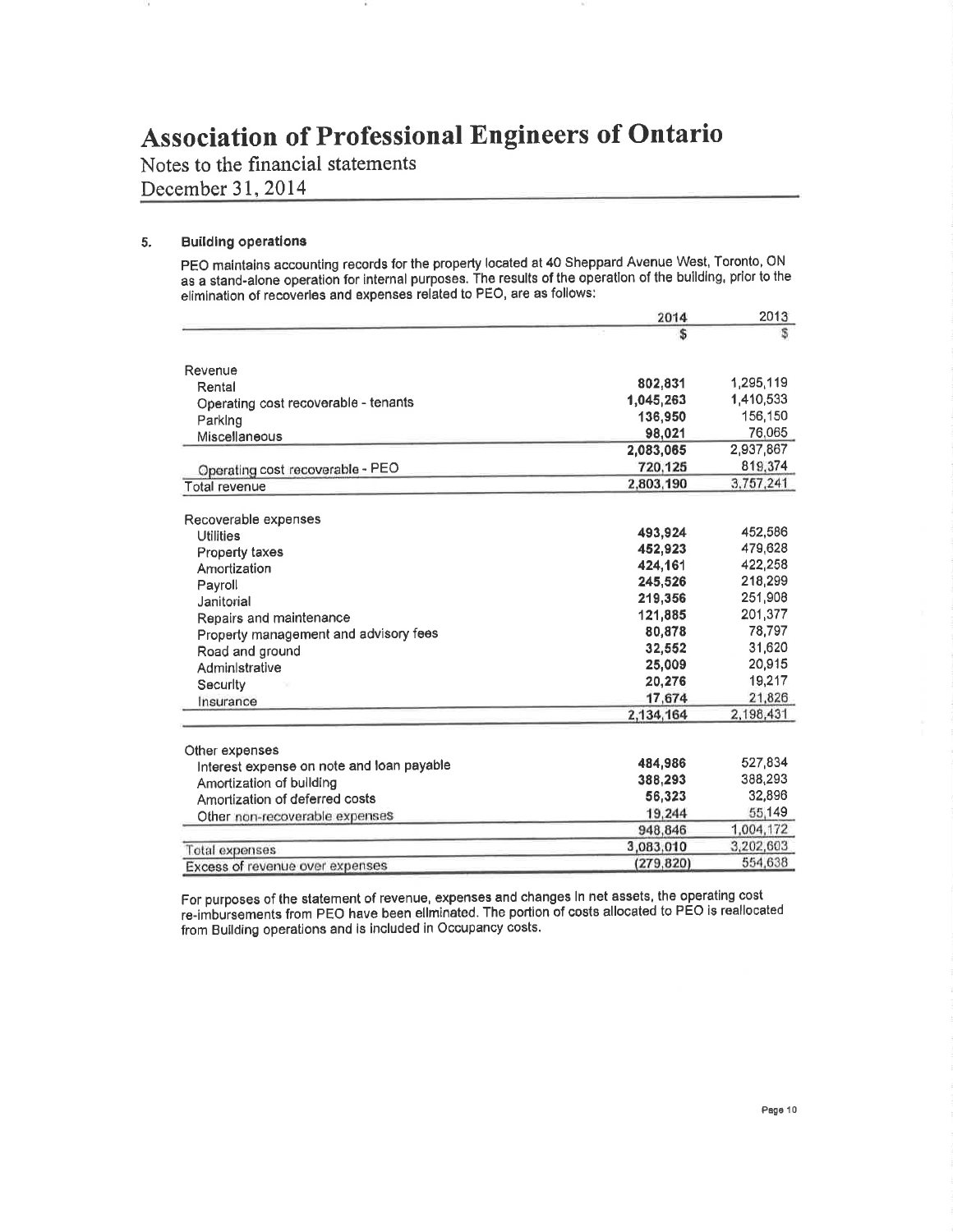# Association of Professional Engineers of Ontario

Notes to the financial statements

December 31, 2014

## 5. Building operations

PEO maintains accounting records for the property located at 40 Sheppard Avenue West, Toronto, ON as a stand-alone operation for internal purposes. The results of the operation of the building, prior to the elimination of recoveries and expenses related to PEO, are as follows:

| | 2014 | 2013 |
|---|---|---|
| | $ | $ |
| **Revenue** | | |
| Rental | 802,831 | 1,295,119 |
| Operating cost recoverable - tenants | 1,045,263 | 1,410,533 |
| Parking | 136,950 | 156,150 |
| Miscellaneous | 98,021 | 76,065 |
| | 2,083,065 | 2,937,867 |
| Operating cost recoverable - PEO | 720,125 | 819,374 |
| Total revenue | 2,803,190 | 3,757,241 |
| **Recoverable expenses** | | |
| Utilities | 493,924 | 452,586 |
| Property taxes | 452,923 | 479,628 |
| Amortization | 424,161 | 422,258 |
| Payroll | 245,526 | 218,299 |
| Janitorial | 219,356 | 251,908 |
| Repairs and maintenance | 121,885 | 201,377 |
| Property management and advisory fees | 80,878 | 78,797 |
| Road and ground | 32,552 | 31,620 |
| Administrative | 25,009 | 20,915 |
| Security | 20,276 | 19,217 |
| Insurance | 17,674 | 21,826 |
| | 2,134,164 | 2,198,431 |
| **Other expenses** | | |
| Interest expense on note and loan payable | 484,986 | 527,834 |
| Amortization of building | 388,293 | 388,293 |
| Amortization of deferred costs | 56,323 | 32,896 |
| Other non-recoverable expenses | 19,244 | 55,149 |
| | 948,846 | 1,004,172 |
| Total expenses | 3,083,010 | 3,202,603 |
| Excess of revenue over expenses | (279,820) | 554,638 |

For purposes of the statement of revenue, expenses and changes in net assets, the operating cost re-imbursements from PEO have been eliminated. The portion of costs allocated to PEO is reallocated from Building operations and is included in Occupancy costs.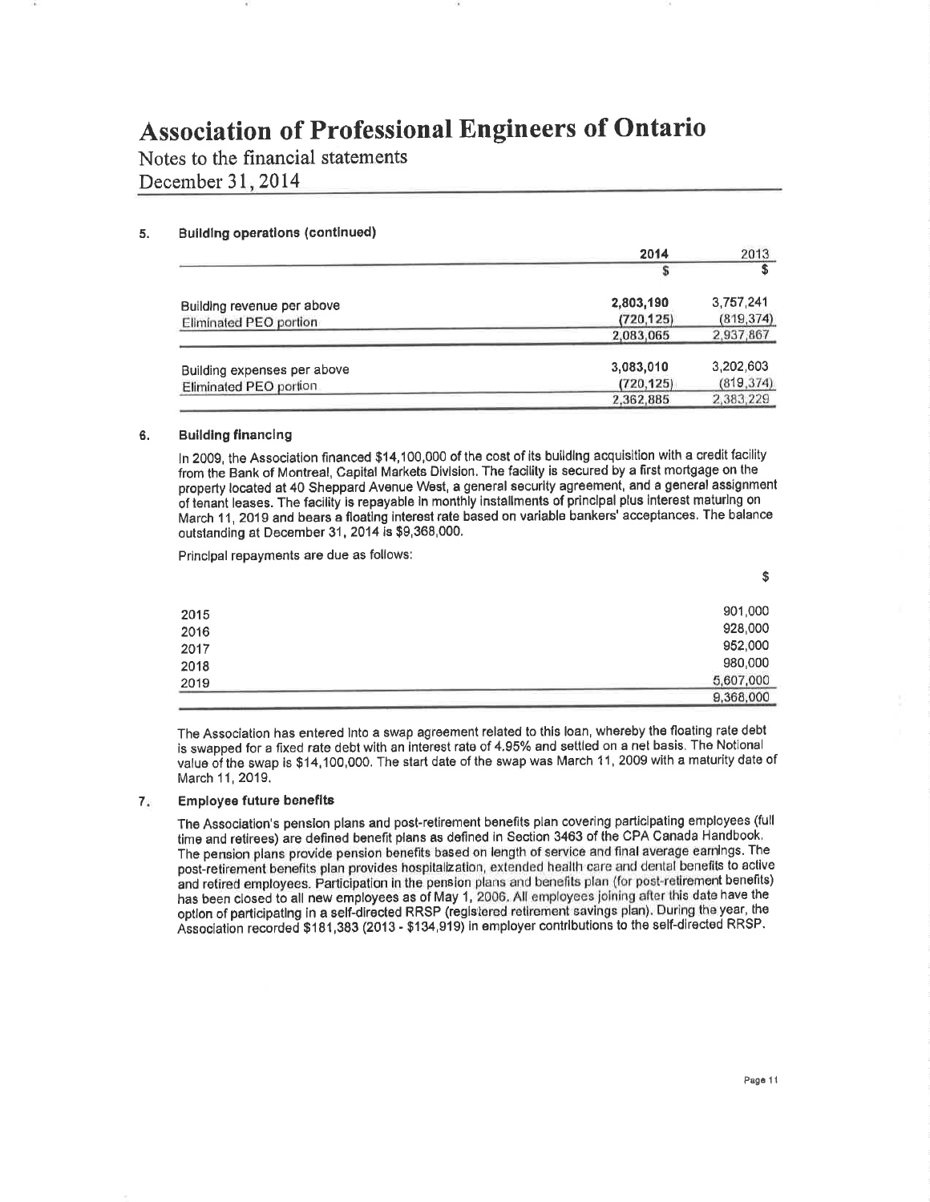# Association of Professional Engineers of Ontario

Notes to the financial statements
December 31, 2014

## 5. Building operations (continued)

| | 2014 | 2013 |
|---|---|---|
| | $ | $ |
| Building revenue per above | 2,803,190 | 3,757,241 |
| Eliminated PEO portion | (720,125) | (819,374) |
| | 2,083,065 | 2,937,867 |
| Building expenses per above | 3,083,010 | 3,202,603 |
| Eliminated PEO portion | (720,125) | (819,374) |
| | 2,362,885 | 2,383,229 |

## 6. Building financing

In 2009, the Association financed $14,100,000 of the cost of its building acquisition with a credit facility from the Bank of Montreal, Capital Markets Division. The facility is secured by a first mortgage on the property located at 40 Sheppard Avenue West, a general security agreement, and a general assignment of tenant leases. The facility is repayable in monthly installments of principal plus interest maturing on March 11, 2019 and bears a floating interest rate based on variable bankers' acceptances. The balance outstanding at December 31, 2014 is $9,368,000.

Principal repayments are due as follows:

| | $ |
|---|---|
| 2015 | 901,000 |
| 2016 | 928,000 |
| 2017 | 952,000 |
| 2018 | 980,000 |
| 2019 | 5,607,000 |
| | 9,368,000 |

The Association has entered into a swap agreement related to this loan, whereby the floating rate debt is swapped for a fixed rate debt with an interest rate of 4.95% and settled on a net basis. The Notional value of the swap is $14,100,000. The start date of the swap was March 11, 2009 with a maturity date of March 11, 2019.

## 7. Employee future benefits

The Association's pension plans and post-retirement benefits plan covering participating employees (full time and retirees) are defined benefit plans as defined in Section 3463 of the CPA Canada Handbook. The pension plans provide pension benefits based on length of service and final average earnings. The post-retirement benefits plan provides hospitalization, extended health care and dental benefits to active and retired employees. Participation in the pension plans and benefits plan (for post-retirement benefits) has been closed to all new employees as of May 1, 2006. All employees joining after this date have the option of participating in a self-directed RRSP (registered retirement savings plan). During the year, the Association recorded $181,383 (2013 - $134,919) in employer contributions to the self-directed RRSP.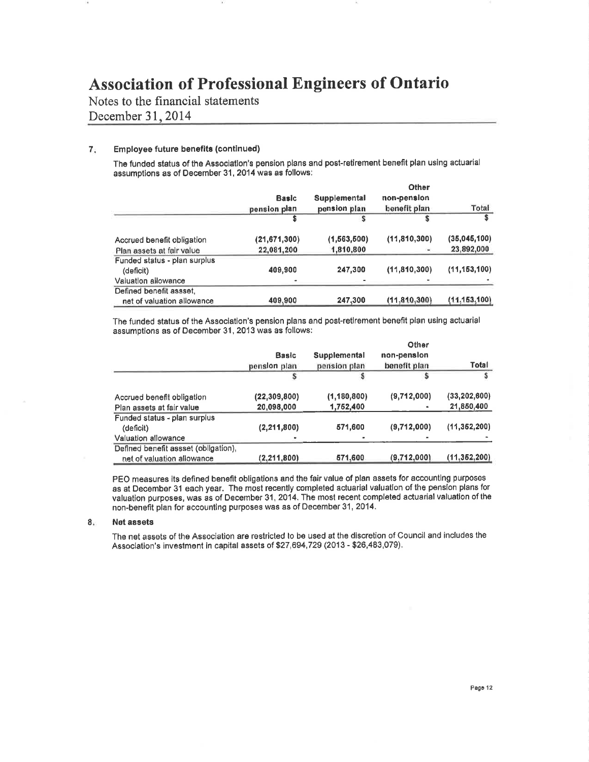# Association of Professional Engineers of Ontario

Notes to the financial statements

December 31, 2014

## 7. Employee future benefits (continued)

The funded status of the Association's pension plans and post-retirement benefit plan using actuarial assumptions as of December 31, 2014 was as follows:

| | Basic pension plan | Supplemental pension plan | Other non-pension benefit plan | Total |
|---|---|---|---|---|
| | $ | $ | $ | $ |
| Accrued benefit obligation | (21,671,300) | (1,563,500) | (11,810,300) | (35,045,100) |
| Plan assets at fair value | 22,081,200 | 1,810,800 | - | 23,892,000 |
| Funded status - plan surplus (deficit) | 409,900 | 247,300 | (11,810,300) | (11,153,100) |
| Valuation allowance | - | - | - | - |
| Defined benefit assset, net of valuation allowance | 409,900 | 247,300 | (11,810,300) | (11,153,100) |

The funded status of the Association's pension plans and post-retirement benefit plan using actuarial assumptions as of December 31, 2013 was as follows:

| | Basic pension plan | Supplemental pension plan | Other non-pension benefit plan | Total |
|---|---|---|---|---|
| | $ | $ | $ | $ |
| Accrued benefit obligation | (22,309,800) | (1,180,800) | (9,712,000) | (33,202,600) |
| Plan assets at fair value | 20,098,000 | 1,752,400 | - | 21,850,400 |
| Funded status - plan surplus (deficit) | (2,211,800) | 571,600 | (9,712,000) | (11,352,200) |
| Valuation allowance | - | - | - | - |
| Defined benefit assset (obligation), net of valuation allowance | (2,211,800) | 571,600 | (9,712,000) | (11,352,200) |

PEO measures its defined benefit obligations and the fair value of plan assets for accounting purposes as at December 31 each year. The most recently completed actuarial valuation of the pension plans for valuation purposes, was as of December 31, 2014. The most recent completed actuarial valuation of the non-benefit plan for accounting purposes was as of December 31, 2014.

## 8. Net assets

The net assets of the Association are restricted to be used at the discretion of Council and includes the Association's investment in capital assets of $27,694,729 (2013 - $26,483,079).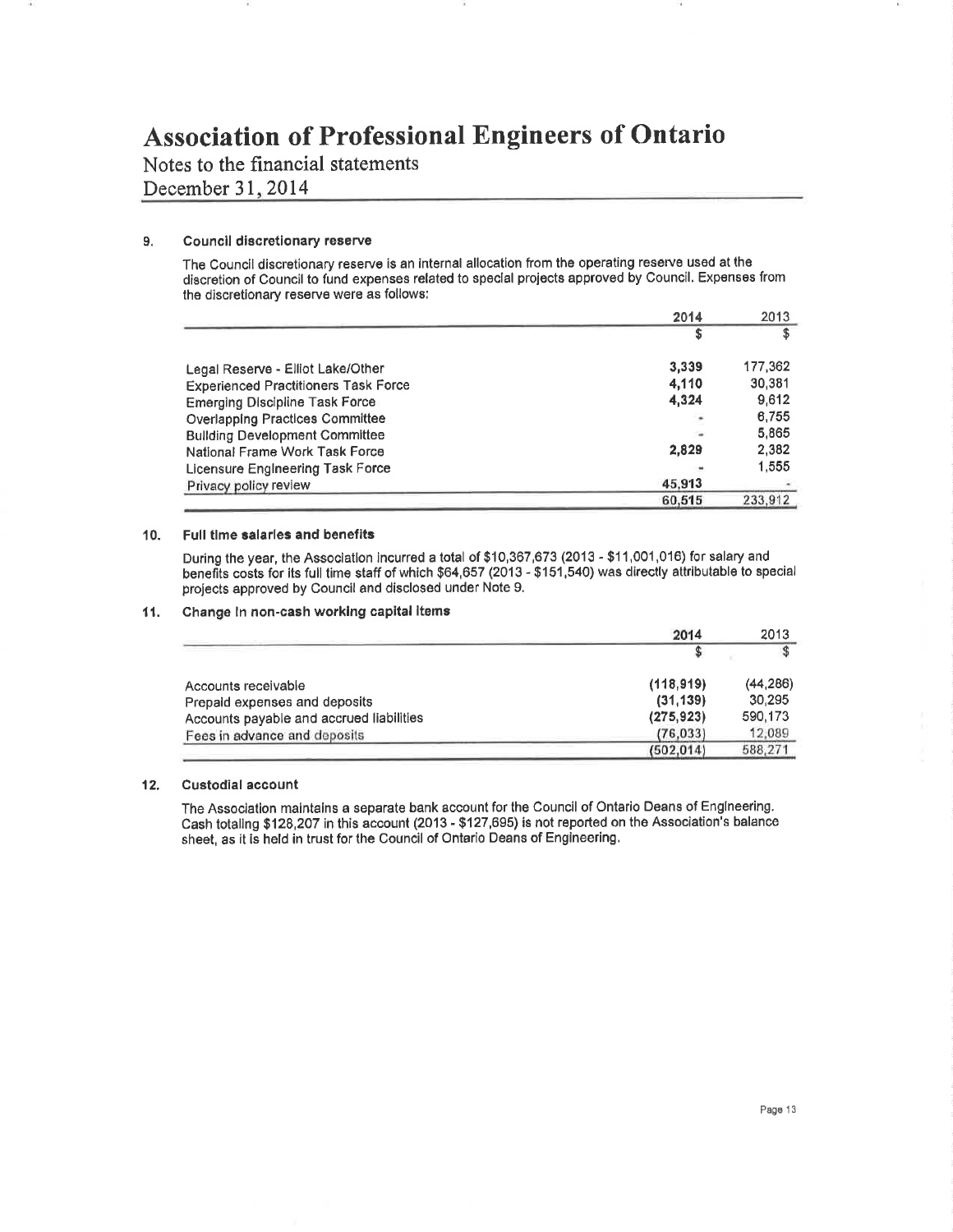# Association of Professional Engineers of Ontario

Notes to the financial statements
December 31, 2014

## 9. Council discretionary reserve

The Council discretionary reserve is an internal allocation from the operating reserve used at the discretion of Council to fund expenses related to special projects approved by Council. Expenses from the discretionary reserve were as follows:

| | 2014 | 2013 |
|---|---|---|
| | $ | $ |
| Legal Reserve - Elliot Lake/Other | 3,339 | 177,362 |
| Experienced Practitioners Task Force | 4,110 | 30,381 |
| Emerging Discipline Task Force | 4,324 | 9,612 |
| Overlapping Practices Committee | - | 6,755 |
| Building Development Committee | - | 5,865 |
| National Frame Work Task Force | 2,829 | 2,382 |
| Licensure Engineering Task Force | - | 1,555 |
| Privacy policy review | 45,913 | - |
| | 60,515 | 233,912 |

## 10. Full time salaries and benefits

During the year, the Association incurred a total of $10,367,673 (2013 - $11,001,016) for salary and benefits costs for its full time staff of which $64,657 (2013 - $151,540) was directly attributable to special projects approved by Council and disclosed under Note 9.

## 11. Change in non-cash working capital items

| | 2014 | 2013 |
|---|---|---|
| | $ | $ |
| Accounts receivable | (118,919) | (44,286) |
| Prepaid expenses and deposits | (31,139) | 30,295 |
| Accounts payable and accrued liabilities | (275,923) | 590,173 |
| Fees in advance and deposits | (76,033) | 12,089 |
| | (502,014) | 588,271 |

## 12. Custodial account

The Association maintains a separate bank account for the Council of Ontario Deans of Engineering. Cash totaling $128,207 in this account (2013 - $127,695) is not reported on the Association's balance sheet, as it is held in trust for the Council of Ontario Deans of Engineering.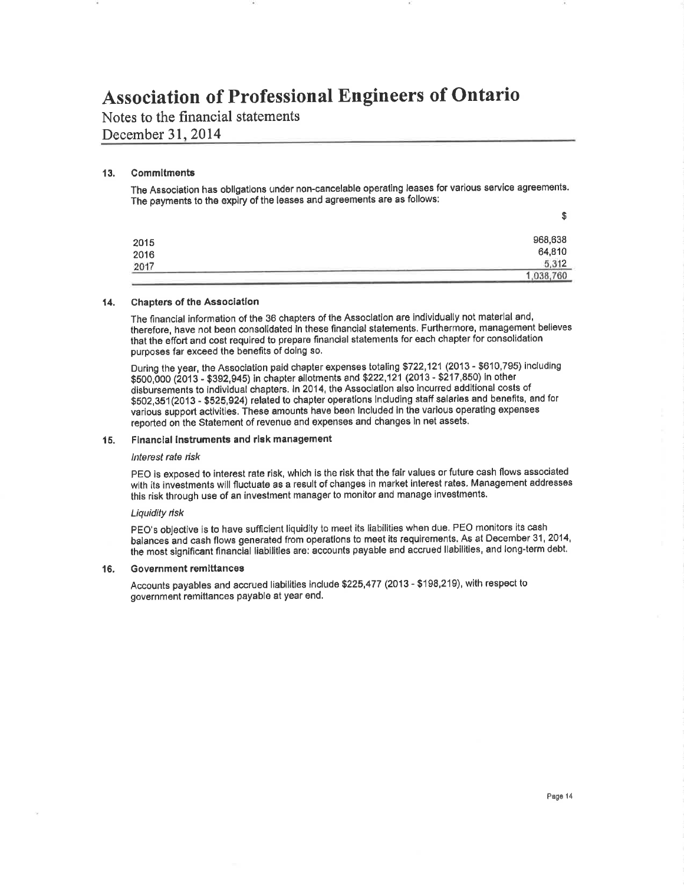# Association of Professional Engineers of Ontario

Notes to the financial statements

December 31, 2014

## 13. Commitments

The Association has obligations under non-cancelable operating leases for various service agreements. The payments to the expiry of the leases and agreements are as follows:

| | $ |
|---|---|
| 2015 | 968,638 |
| 2016 | 64,810 |
| 2017 | 5,312 |
| | 1,038,760 |

## 14. Chapters of the Association

The financial information of the 36 chapters of the Association are individually not material and, therefore, have not been consolidated in these financial statements. Furthermore, management believes that the effort and cost required to prepare financial statements for each chapter for consolidation purposes far exceed the benefits of doing so.

During the year, the Association paid chapter expenses totaling $722,121 (2013 - $610,795) including $500,000 (2013 - $392,945) in chapter allotments and $222,121 (2013 - $217,850) in other disbursements to individual chapters. In 2014, the Association also incurred additional costs of $502,351(2013 - $525,924) related to chapter operations including staff salaries and benefits, and for various support activities. These amounts have been included in the various operating expenses reported on the Statement of revenue and expenses and changes in net assets.

## 15. Financial instruments and risk management

*Interest rate risk*

PEO is exposed to interest rate risk, which is the risk that the fair values or future cash flows associated with its investments will fluctuate as a result of changes in market interest rates. Management addresses this risk through use of an investment manager to monitor and manage investments.

*Liquidity risk*

PEO's objective is to have sufficient liquidity to meet its liabilities when due. PEO monitors its cash balances and cash flows generated from operations to meet its requirements. As at December 31, 2014, the most significant financial liabilities are: accounts payable and accrued liabilities, and long-term debt.

## 16. Government remittances

Accounts payables and accrued liabilities include $225,477 (2013 - $198,219), with respect to government remittances payable at year end.